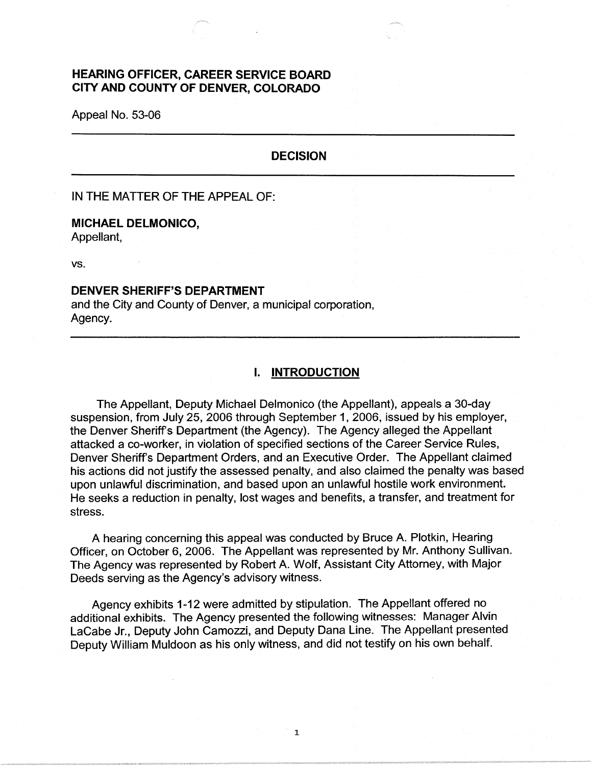**HEARING OFFICER, CAREER SERVICE BOARD**
**CITY AND COUNTY OF DENVER, COLORADO**

Appeal No. 53-06

---

## DECISION

---

IN THE MATTER OF THE APPEAL OF:

**MICHAEL DELMONICO,**
Appellant,

vs.

**DENVER SHERIFF'S DEPARTMENT**
and the City and County of Denver, a municipal corporation,
Agency.

---

## I. INTRODUCTION

The Appellant, Deputy Michael Delmonico (the Appellant), appeals a 30-day suspension, from July 25, 2006 through September 1, 2006, issued by his employer, the Denver Sheriff's Department (the Agency). The Agency alleged the Appellant attacked a co-worker, in violation of specified sections of the Career Service Rules, Denver Sheriff's Department Orders, and an Executive Order. The Appellant claimed his actions did not justify the assessed penalty, and also claimed the penalty was based upon unlawful discrimination, and based upon an unlawful hostile work environment. He seeks a reduction in penalty, lost wages and benefits, a transfer, and treatment for stress.

A hearing concerning this appeal was conducted by Bruce A. Plotkin, Hearing Officer, on October 6, 2006. The Appellant was represented by Mr. Anthony Sullivan. The Agency was represented by Robert A. Wolf, Assistant City Attorney, with Major Deeds serving as the Agency's advisory witness.

Agency exhibits 1-12 were admitted by stipulation. The Appellant offered no additional exhibits. The Agency presented the following witnesses: Manager Alvin LaCabe Jr., Deputy John Camozzi, and Deputy Dana Line. The Appellant presented Deputy William Muldoon as his only witness, and did not testify on his own behalf.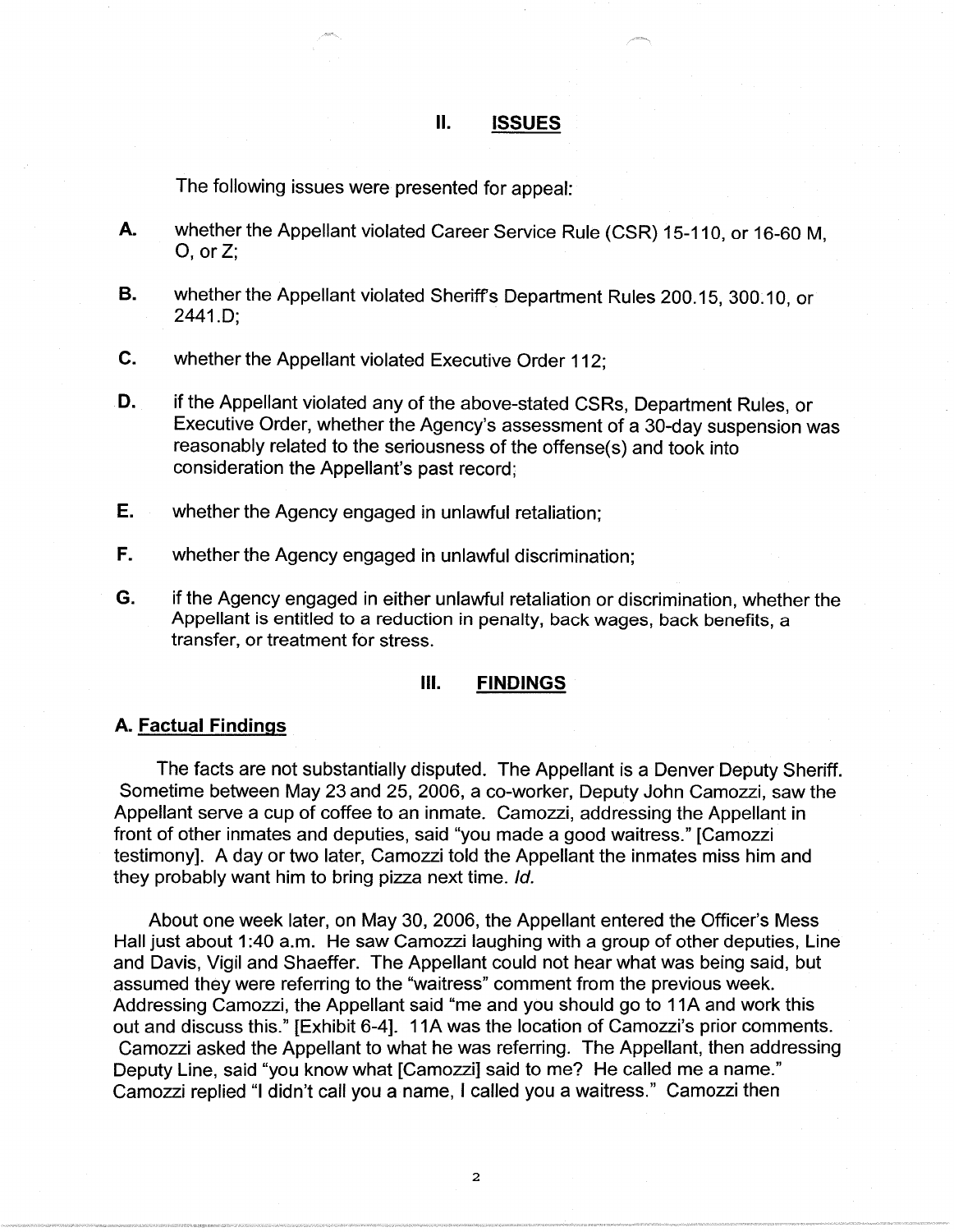## II. ISSUES

The following issues were presented for appeal:

**A.** whether the Appellant violated Career Service Rule (CSR) 15-110, or 16-60 M, O, or Z;

**B.** whether the Appellant violated Sheriff's Department Rules 200.15, 300.10, or 2441.D;

**C.** whether the Appellant violated Executive Order 112;

**D.** if the Appellant violated any of the above-stated CSRs, Department Rules, or Executive Order, whether the Agency's assessment of a 30-day suspension was reasonably related to the seriousness of the offense(s) and took into consideration the Appellant's past record;

**E.** whether the Agency engaged in unlawful retaliation;

**F.** whether the Agency engaged in unlawful discrimination;

**G.** if the Agency engaged in either unlawful retaliation or discrimination, whether the Appellant is entitled to a reduction in penalty, back wages, back benefits, a transfer, or treatment for stress.

## III. FINDINGS

### A. Factual Findings

The facts are not substantially disputed. The Appellant is a Denver Deputy Sheriff. Sometime between May 23 and 25, 2006, a co-worker, Deputy John Camozzi, saw the Appellant serve a cup of coffee to an inmate. Camozzi, addressing the Appellant in front of other inmates and deputies, said "you made a good waitress." [Camozzi testimony]. A day or two later, Camozzi told the Appellant the inmates miss him and they probably want him to bring pizza next time. *Id.*

About one week later, on May 30, 2006, the Appellant entered the Officer's Mess Hall just about 1:40 a.m. He saw Camozzi laughing with a group of other deputies, Line and Davis, Vigil and Shaeffer. The Appellant could not hear what was being said, but assumed they were referring to the "waitress" comment from the previous week. Addressing Camozzi, the Appellant said "me and you should go to 11A and work this out and discuss this." [Exhibit 6-4]. 11A was the location of Camozzi's prior comments. Camozzi asked the Appellant to what he was referring. The Appellant, then addressing Deputy Line, said "you know what [Camozzi] said to me? He called me a name." Camozzi replied "I didn't call you a name, I called you a waitress." Camozzi then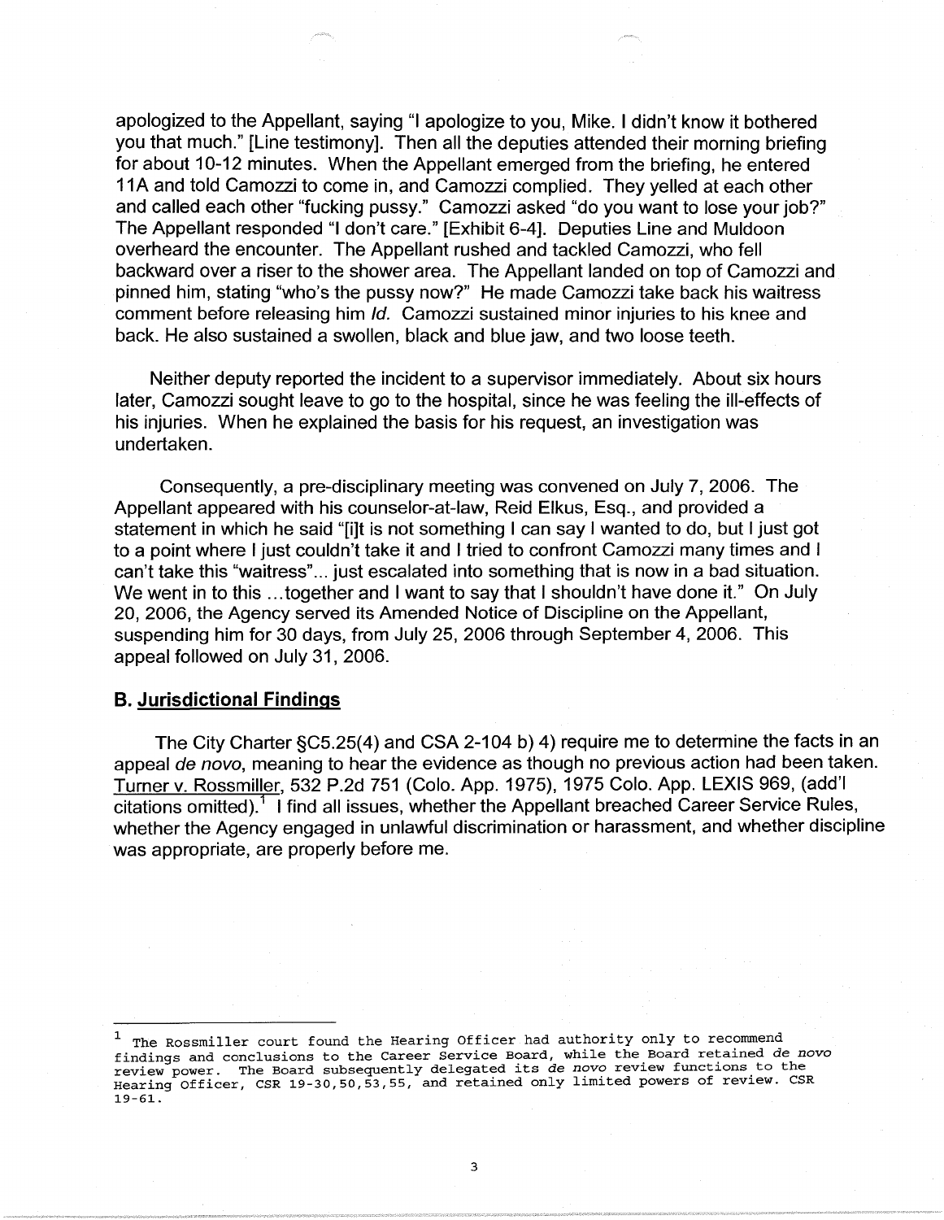apologized to the Appellant, saying "I apologize to you, Mike. I didn't know it bothered you that much." [Line testimony]. Then all the deputies attended their morning briefing for about 10-12 minutes. When the Appellant emerged from the briefing, he entered 11A and told Camozzi to come in, and Camozzi complied. They yelled at each other and called each other "fucking pussy." Camozzi asked "do you want to lose your job?" The Appellant responded "I don't care." [Exhibit 6-4]. Deputies Line and Muldoon overheard the encounter. The Appellant rushed and tackled Camozzi, who fell backward over a riser to the shower area. The Appellant landed on top of Camozzi and pinned him, stating "who's the pussy now?" He made Camozzi take back his waitress comment before releasing him *Id.* Camozzi sustained minor injuries to his knee and back. He also sustained a swollen, black and blue jaw, and two loose teeth.

Neither deputy reported the incident to a supervisor immediately. About six hours later, Camozzi sought leave to go to the hospital, since he was feeling the ill-effects of his injuries. When he explained the basis for his request, an investigation was undertaken.

Consequently, a pre-disciplinary meeting was convened on July 7, 2006. The Appellant appeared with his counselor-at-law, Reid Elkus, Esq., and provided a statement in which he said "[i]t is not something I can say I wanted to do, but I just got to a point where I just couldn't take it and I tried to confront Camozzi many times and I can't take this "waitress"... just escalated into something that is now in a bad situation. We went in to this ...together and I want to say that I shouldn't have done it." On July 20, 2006, the Agency served its Amended Notice of Discipline on the Appellant, suspending him for 30 days, from July 25, 2006 through September 4, 2006. This appeal followed on July 31, 2006.

## B. Jurisdictional Findings

The City Charter §C5.25(4) and CSA 2-104 b) 4) require me to determine the facts in an appeal *de novo*, meaning to hear the evidence as though no previous action had been taken. Turner v. Rossmiller, 532 P.2d 751 (Colo. App. 1975), 1975 Colo. App. LEXIS 969, (add'l citations omitted).[1] I find all issues, whether the Appellant breached Career Service Rules, whether the Agency engaged in unlawful discrimination or harassment, and whether discipline was appropriate, are properly before me.

---

[1] The Rossmiller court found the Hearing Officer had authority only to recommend findings and conclusions to the Career Service Board, while the Board retained *de novo* review power. The Board subsequently delegated its *de novo* review functions to the Hearing Officer, CSR 19-30,50,53,55, and retained only limited powers of review. CSR 19-61.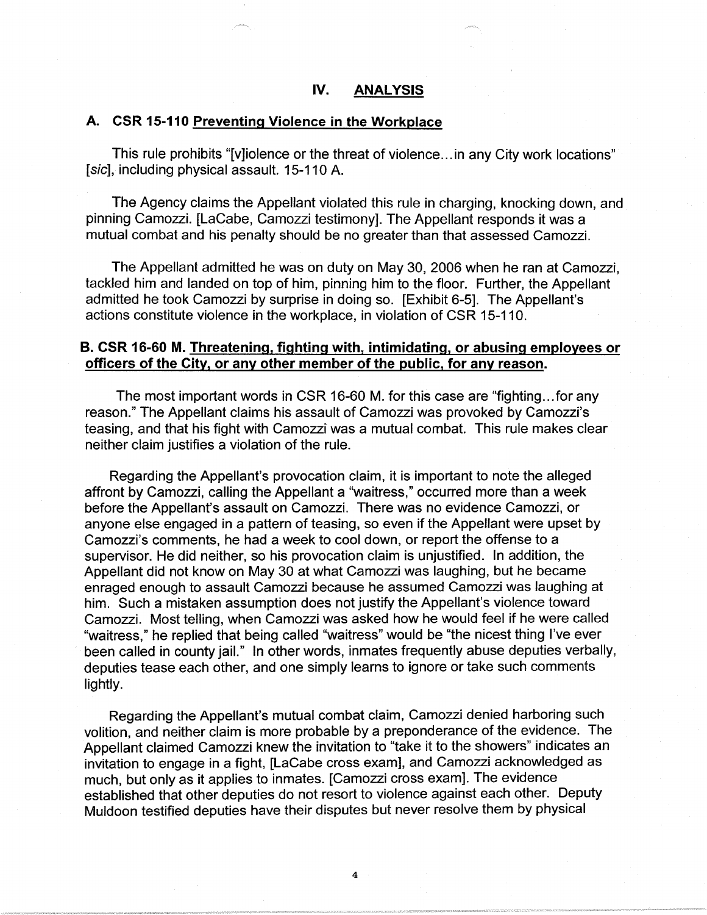## IV. ANALYSIS

### A. CSR 15-110 Preventing Violence in the Workplace

This rule prohibits "[v]iolence or the threat of violence…in any City work locations" [*sic*], including physical assault. 15-110 A.

The Agency claims the Appellant violated this rule in charging, knocking down, and pinning Camozzi. [LaCabe, Camozzi testimony]. The Appellant responds it was a mutual combat and his penalty should be no greater than that assessed Camozzi.

The Appellant admitted he was on duty on May 30, 2006 when he ran at Camozzi, tackled him and landed on top of him, pinning him to the floor. Further, the Appellant admitted he took Camozzi by surprise in doing so. [Exhibit 6-5]. The Appellant's actions constitute violence in the workplace, in violation of CSR 15-110.

### B. CSR 16-60 M. Threatening, fighting with, intimidating, or abusing employees or officers of the City, or any other member of the public, for any reason.

The most important words in CSR 16-60 M. for this case are "fighting…for any reason." The Appellant claims his assault of Camozzi was provoked by Camozzi's teasing, and that his fight with Camozzi was a mutual combat. This rule makes clear neither claim justifies a violation of the rule.

Regarding the Appellant's provocation claim, it is important to note the alleged affront by Camozzi, calling the Appellant a "waitress," occurred more than a week before the Appellant's assault on Camozzi. There was no evidence Camozzi, or anyone else engaged in a pattern of teasing, so even if the Appellant were upset by Camozzi's comments, he had a week to cool down, or report the offense to a supervisor. He did neither, so his provocation claim is unjustified. In addition, the Appellant did not know on May 30 at what Camozzi was laughing, but he became enraged enough to assault Camozzi because he assumed Camozzi was laughing at him. Such a mistaken assumption does not justify the Appellant's violence toward Camozzi. Most telling, when Camozzi was asked how he would feel if he were called "waitress," he replied that being called "waitress" would be "the nicest thing I've ever been called in county jail." In other words, inmates frequently abuse deputies verbally, deputies tease each other, and one simply learns to ignore or take such comments lightly.

Regarding the Appellant's mutual combat claim, Camozzi denied harboring such volition, and neither claim is more probable by a preponderance of the evidence. The Appellant claimed Camozzi knew the invitation to "take it to the showers" indicates an invitation to engage in a fight, [LaCabe cross exam], and Camozzi acknowledged as much, but only as it applies to inmates. [Camozzi cross exam]. The evidence established that other deputies do not resort to violence against each other. Deputy Muldoon testified deputies have their disputes but never resolve them by physical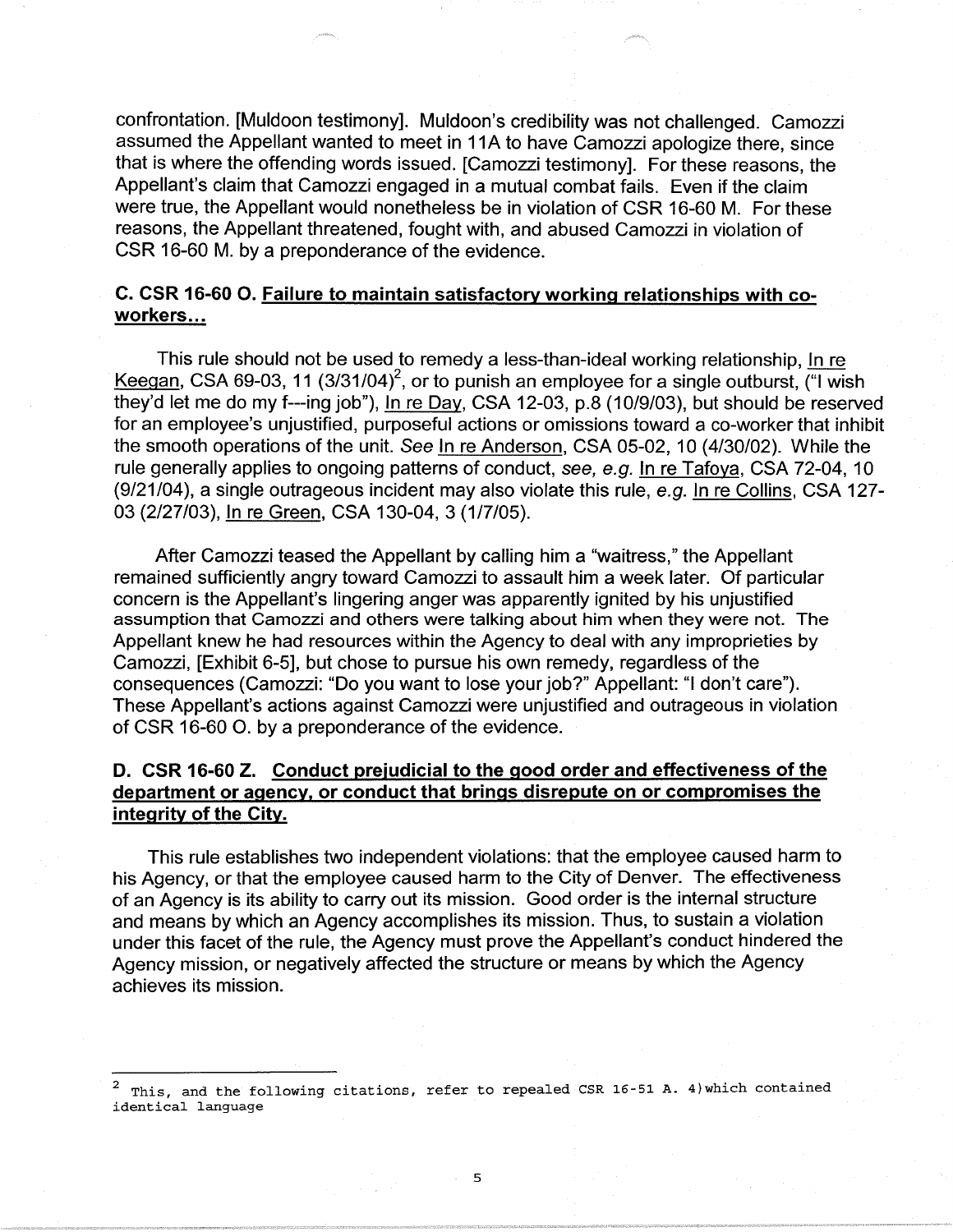confrontation. [Muldoon testimony]. Muldoon's credibility was not challenged. Camozzi assumed the Appellant wanted to meet in 11A to have Camozzi apologize there, since that is where the offending words issued. [Camozzi testimony]. For these reasons, the Appellant's claim that Camozzi engaged in a mutual combat fails. Even if the claim were true, the Appellant would nonetheless be in violation of CSR 16-60 M. For these reasons, the Appellant threatened, fought with, and abused Camozzi in violation of CSR 16-60 M. by a preponderance of the evidence.

### C. CSR 16-60 O. <u>Failure to maintain satisfactory working relationships with co-workers…</u>

This rule should not be used to remedy a less-than-ideal working relationship, <u>In re Keegan</u>, CSA 69-03, 11 (3/31/04)[2], or to punish an employee for a single outburst, ("I wish they'd let me do my f---ing job"), <u>In re Day</u>, CSA 12-03, p.8 (10/9/03), but should be reserved for an employee's unjustified, purposeful actions or omissions toward a co-worker that inhibit the smooth operations of the unit. *See* <u>In re Anderson</u>, CSA 05-02, 10 (4/30/02). While the rule generally applies to ongoing patterns of conduct, *see, e.g.* <u>In re Tafoya</u>, CSA 72-04, 10 (9/21/04), a single outrageous incident may also violate this rule, *e.g.* <u>In re Collins</u>, CSA 127-03 (2/27/03), <u>In re Green</u>, CSA 130-04, 3 (1/7/05).

After Camozzi teased the Appellant by calling him a "waitress," the Appellant remained sufficiently angry toward Camozzi to assault him a week later. Of particular concern is the Appellant's lingering anger was apparently ignited by his unjustified assumption that Camozzi and others were talking about him when they were not. The Appellant knew he had resources within the Agency to deal with any improprieties by Camozzi, [Exhibit 6-5], but chose to pursue his own remedy, regardless of the consequences (Camozzi: "Do you want to lose your job?" Appellant: "I don't care"). These Appellant's actions against Camozzi were unjustified and outrageous in violation of CSR 16-60 O. by a preponderance of the evidence.

### D. CSR 16-60 Z. <u>Conduct prejudicial to the good order and effectiveness of the department or agency, or conduct that brings disrepute on or compromises the integrity of the City.</u>

This rule establishes two independent violations: that the employee caused harm to his Agency, or that the employee caused harm to the City of Denver. The effectiveness of an Agency is its ability to carry out its mission. Good order is the internal structure and means by which an Agency accomplishes its mission. Thus, to sustain a violation under this facet of the rule, the Agency must prove the Appellant's conduct hindered the Agency mission, or negatively affected the structure or means by which the Agency achieves its mission.

---

[2] This, and the following citations, refer to repealed CSR 16-51 A. 4)which contained identical language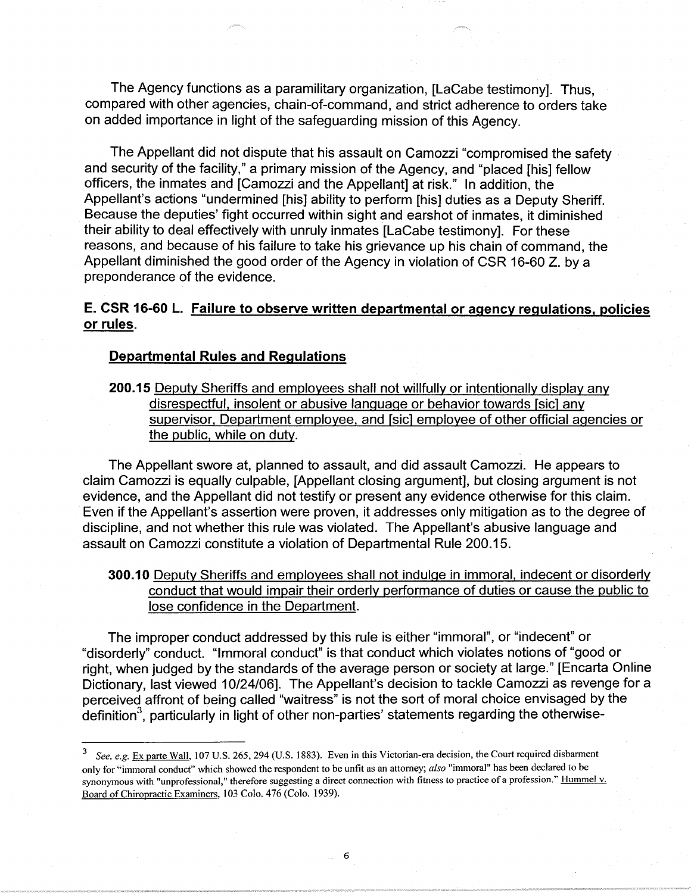The Agency functions as a paramilitary organization, [LaCabe testimony]. Thus, compared with other agencies, chain-of-command, and strict adherence to orders take on added importance in light of the safeguarding mission of this Agency.

The Appellant did not dispute that his assault on Camozzi "compromised the safety and security of the facility," a primary mission of the Agency, and "placed [his] fellow officers, the inmates and [Camozzi and the Appellant] at risk." In addition, the Appellant's actions "undermined [his] ability to perform [his] duties as a Deputy Sheriff. Because the deputies' fight occurred within sight and earshot of inmates, it diminished their ability to deal effectively with unruly inmates [LaCabe testimony]. For these reasons, and because of his failure to take his grievance up his chain of command, the Appellant diminished the good order of the Agency in violation of CSR 16-60 Z. by a preponderance of the evidence.

### E. CSR 16-60 L. Failure to observe written departmental or agency regulations, policies or rules.

#### Departmental Rules and Regulations

**200.15** Deputy Sheriffs and employees shall not willfully or intentionally display any disrespectful, insolent or abusive language or behavior towards [sic] any supervisor, Department employee, and [sic] employee of other official agencies or the public, while on duty.

The Appellant swore at, planned to assault, and did assault Camozzi. He appears to claim Camozzi is equally culpable, [Appellant closing argument], but closing argument is not evidence, and the Appellant did not testify or present any evidence otherwise for this claim. Even if the Appellant's assertion were proven, it addresses only mitigation as to the degree of discipline, and not whether this rule was violated. The Appellant's abusive language and assault on Camozzi constitute a violation of Departmental Rule 200.15.

**300.10** Deputy Sheriffs and employees shall not indulge in immoral, indecent or disorderly conduct that would impair their orderly performance of duties or cause the public to lose confidence in the Department.

The improper conduct addressed by this rule is either "immoral", or "indecent" or "disorderly" conduct. "Immoral conduct" is that conduct which violates notions of "good or right, when judged by the standards of the average person or society at large." [Encarta Online Dictionary, last viewed 10/24/06]. The Appellant's decision to tackle Camozzi as revenge for a perceived affront of being called "waitress" is not the sort of moral choice envisaged by the definition[3], particularly in light of other non-parties' statements regarding the otherwise-

[3] *See, e.g.* Ex parte Wall, 107 U.S. 265, 294 (U.S. 1883). Even in this Victorian-era decision, the Court required disbarment only for "immoral conduct" which showed the respondent to be unfit as an attorney; *also* "immoral" has been declared to be synonymous with "unprofessional," therefore suggesting a direct connection with fitness to practice of a profession." Hummel v. Board of Chiropractic Examiners, 103 Colo. 476 (Colo. 1939).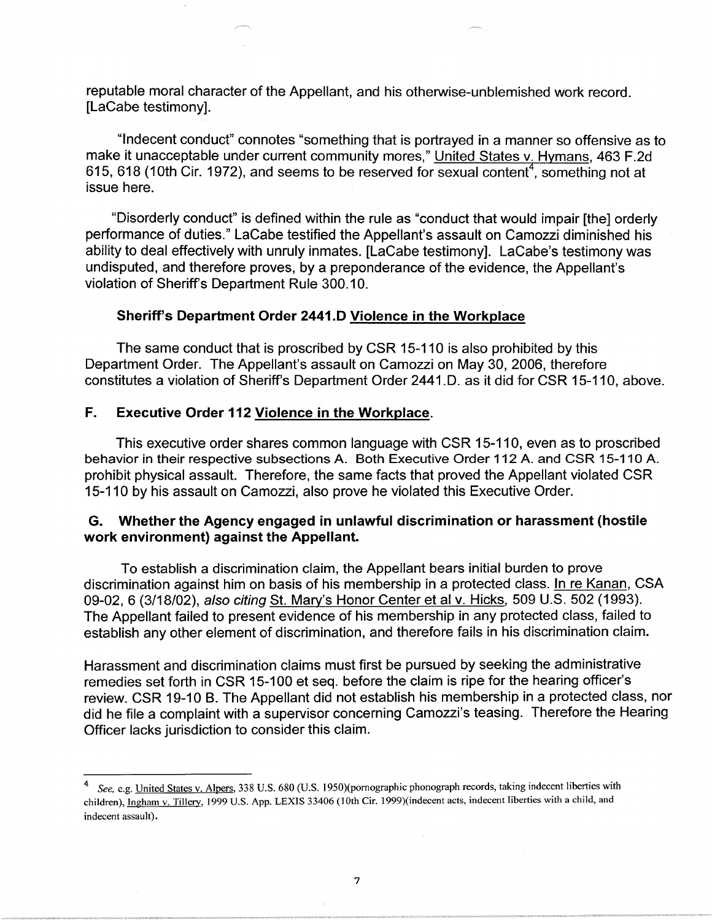reputable moral character of the Appellant, and his otherwise-unblemished work record. [LaCabe testimony].

"Indecent conduct" connotes "something that is portrayed in a manner so offensive as to make it unacceptable under current community mores," United States v. Hymans, 463 F.2d 615, 618 (10th Cir. 1972), and seems to be reserved for sexual content[4], something not at issue here.

"Disorderly conduct" is defined within the rule as "conduct that would impair [the] orderly performance of duties." LaCabe testified the Appellant's assault on Camozzi diminished his ability to deal effectively with unruly inmates. [LaCabe testimony]. LaCabe's testimony was undisputed, and therefore proves, by a preponderance of the evidence, the Appellant's violation of Sheriff's Department Rule 300.10.

**Sheriff's Department Order 2441.D Violence in the Workplace**

The same conduct that is proscribed by CSR 15-110 is also prohibited by this Department Order. The Appellant's assault on Camozzi on May 30, 2006, therefore constitutes a violation of Sheriff's Department Order 2441.D. as it did for CSR 15-110, above.

### F. Executive Order 112 Violence in the Workplace.

This executive order shares common language with CSR 15-110, even as to proscribed behavior in their respective subsections A. Both Executive Order 112 A. and CSR 15-110 A. prohibit physical assault. Therefore, the same facts that proved the Appellant violated CSR 15-110 by his assault on Camozzi, also prove he violated this Executive Order.

### G. Whether the Agency engaged in unlawful discrimination or harassment (hostile work environment) against the Appellant.

To establish a discrimination claim, the Appellant bears initial burden to prove discrimination against him on basis of his membership in a protected class. In re Kanan, CSA 09-02, 6 (3/18/02), *also citing* St. Mary's Honor Center et al v. Hicks, 509 U.S. 502 (1993). The Appellant failed to present evidence of his membership in any protected class, failed to establish any other element of discrimination, and therefore fails in his discrimination claim.

Harassment and discrimination claims must first be pursued by seeking the administrative remedies set forth in CSR 15-100 et seq. before the claim is ripe for the hearing officer's review. CSR 19-10 B. The Appellant did not establish his membership in a protected class, nor did he file a complaint with a supervisor concerning Camozzi's teasing. Therefore the Hearing Officer lacks jurisdiction to consider this claim.

---

[4] *See,* e.g. United States v. Alpers, 338 U.S. 680 (U.S. 1950)(pornographic phonograph records, taking indecent liberties with children), Ingham v. Tillery, 1999 U.S. App. LEXIS 33406 (10th Cir. 1999)(indecent acts, indecent liberties with a child, and indecent assault).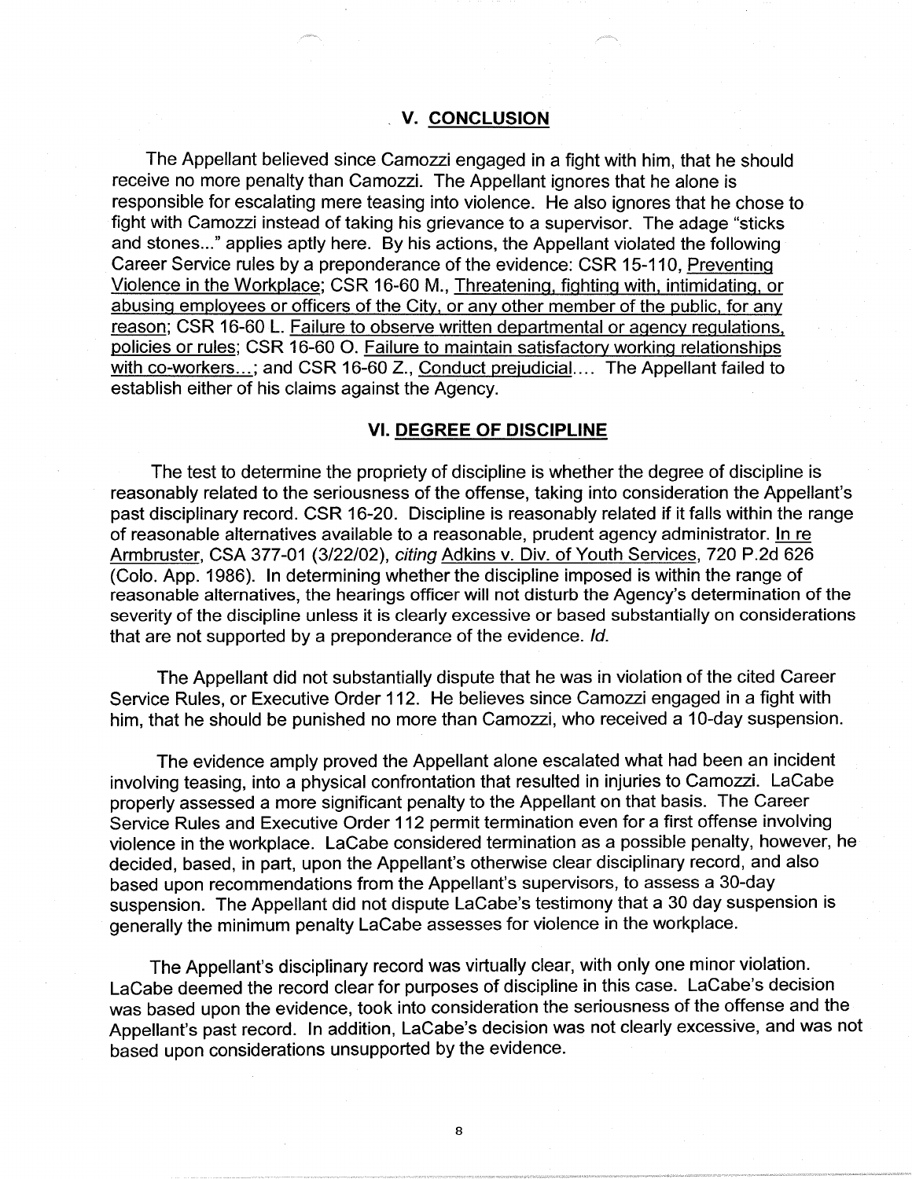## V. CONCLUSION

The Appellant believed since Camozzi engaged in a fight with him, that he should receive no more penalty than Camozzi. The Appellant ignores that he alone is responsible for escalating mere teasing into violence. He also ignores that he chose to fight with Camozzi instead of taking his grievance to a supervisor. The adage "sticks and stones..." applies aptly here. By his actions, the Appellant violated the following Career Service rules by a preponderance of the evidence: CSR 15-110, Preventing Violence in the Workplace; CSR 16-60 M., Threatening, fighting with, intimidating, or abusing employees or officers of the City, or any other member of the public, for any reason; CSR 16-60 L. Failure to observe written departmental or agency regulations, policies or rules; CSR 16-60 O. Failure to maintain satisfactory working relationships with co-workers...; and CSR 16-60 Z., Conduct prejudicial.... The Appellant failed to establish either of his claims against the Agency.

## VI. DEGREE OF DISCIPLINE

The test to determine the propriety of discipline is whether the degree of discipline is reasonably related to the seriousness of the offense, taking into consideration the Appellant's past disciplinary record. CSR 16-20. Discipline is reasonably related if it falls within the range of reasonable alternatives available to a reasonable, prudent agency administrator. In re Armbruster, CSA 377-01 (3/22/02), *citing* Adkins v. Div. of Youth Services, 720 P.2d 626 (Colo. App. 1986). In determining whether the discipline imposed is within the range of reasonable alternatives, the hearings officer will not disturb the Agency's determination of the severity of the discipline unless it is clearly excessive or based substantially on considerations that are not supported by a preponderance of the evidence. *Id.*

The Appellant did not substantially dispute that he was in violation of the cited Career Service Rules, or Executive Order 112. He believes since Camozzi engaged in a fight with him, that he should be punished no more than Camozzi, who received a 10-day suspension.

The evidence amply proved the Appellant alone escalated what had been an incident involving teasing, into a physical confrontation that resulted in injuries to Camozzi. LaCabe properly assessed a more significant penalty to the Appellant on that basis. The Career Service Rules and Executive Order 112 permit termination even for a first offense involving violence in the workplace. LaCabe considered termination as a possible penalty, however, he decided, based, in part, upon the Appellant's otherwise clear disciplinary record, and also based upon recommendations from the Appellant's supervisors, to assess a 30-day suspension. The Appellant did not dispute LaCabe's testimony that a 30 day suspension is generally the minimum penalty LaCabe assesses for violence in the workplace.

The Appellant's disciplinary record was virtually clear, with only one minor violation. LaCabe deemed the record clear for purposes of discipline in this case. LaCabe's decision was based upon the evidence, took into consideration the seriousness of the offense and the Appellant's past record. In addition, LaCabe's decision was not clearly excessive, and was not based upon considerations unsupported by the evidence.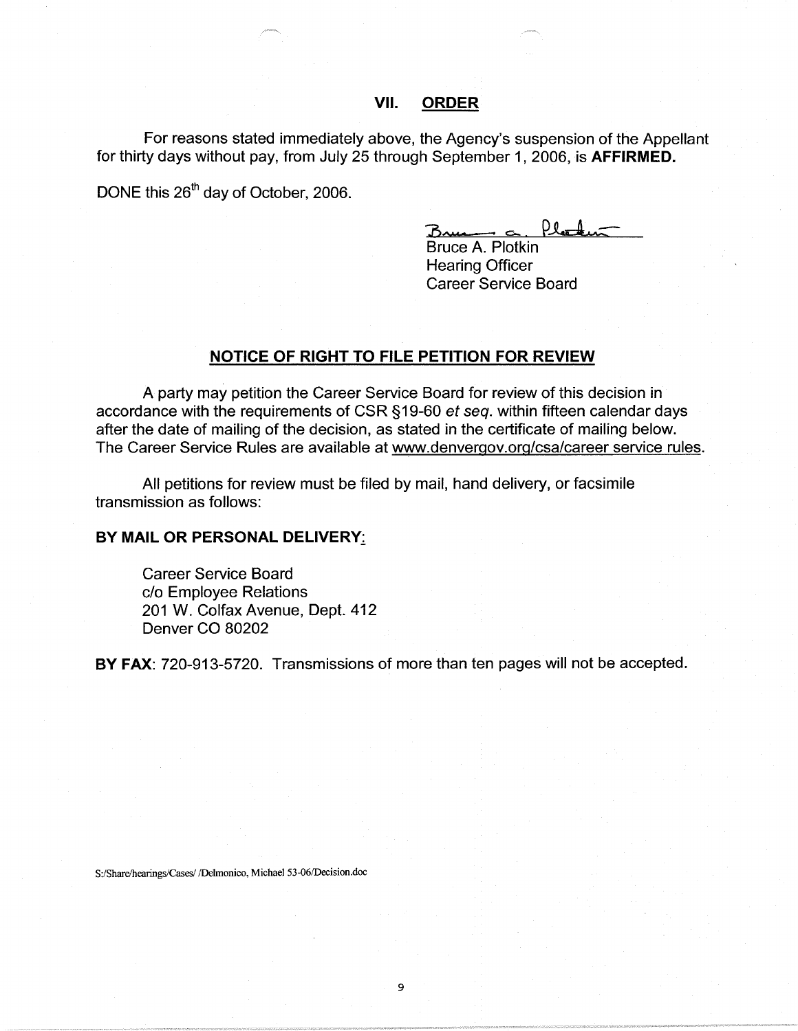## VII. ORDER

For reasons stated immediately above, the Agency's suspension of the Appellant for thirty days without pay, from July 25 through September 1, 2006, is **AFFIRMED.**

DONE this 26th day of October, 2006.

Bruce A. Plotkin
Hearing Officer
Career Service Board

## NOTICE OF RIGHT TO FILE PETITION FOR REVIEW

A party may petition the Career Service Board for review of this decision in accordance with the requirements of CSR §19-60 *et seq.* within fifteen calendar days after the date of mailing of the decision, as stated in the certificate of mailing below. The Career Service Rules are available at www.denvergov.org/csa/career service rules.

All petitions for review must be filed by mail, hand delivery, or facsimile transmission as follows:

**BY MAIL OR PERSONAL DELIVERY:**

Career Service Board
c/o Employee Relations
201 W. Colfax Avenue, Dept. 412
Denver CO 80202

**BY FAX**: 720-913-5720. Transmissions of more than ten pages will not be accepted.

S:/Share/hearings/Cases/ /Delmonico, Michael 53-06/Decision.doc